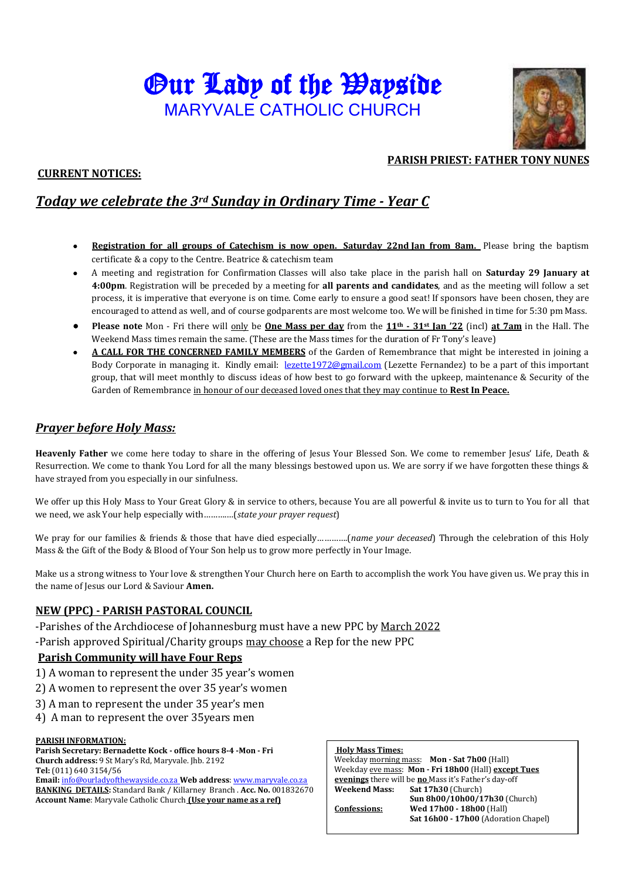# Our Lady of the Wayside

## MARYVALE CATHOLIC CHURCH

**PARISH PRIEST: FATHER TONY NUNES**

**CURRENT NOTICES:**

## *Today we celebrate the 3rd Sunday in Ordinary Time - Year C*

- **Registration for all groups of Catechism is now open. Saturday 22nd Jan from 8am.** Please bring the baptism certificate & a copy to the Centre. Beatrice & catechism team
- A meeting and registration for Confirmation Classes will also take place in the parish hall on **Saturday 29 January at 4:00pm**. Registration will be preceded by a meeting for **all parents and candidates**, and as the meeting will follow a set process, it is imperative that everyone is on time. Come early to ensure a good seat! If sponsors have been chosen, they are encouraged to attend as well, and of course godparents are most welcome too. We will be finished in time for 5:30 pm Mass.
- **Please note** Mon - Fri there will only be **One Mass per day** from the **11th - 31st Jan '22** (incl) **at 7am** in the Hall. The Weekend Mass times remain the same. (These are the Mass times for the duration of Fr Tony's leave)
- **A CALL FOR THE CONCERNED FAMILY MEMBERS** of the Garden of Remembrance that might be interested in joining a Body Corporate in managing it. Kindly email: lezette1972@gmail.com (Lezette Fernandez) to be a part of this important group, that will meet monthly to discuss ideas of how best to go forward with the upkeep, maintenance & Security of the Garden of Remembrance in honour of our deceased loved ones that they may continue to **Rest In Peace.**

## *Prayer before Holy Mass:*

**Heavenly Father** we come here today to share in the offering of Jesus Your Blessed Son. We come to remember Jesus' Life, Death & Resurrection. We come to thank You Lord for all the many blessings bestowed upon us. We are sorry if we have forgotten these things & have strayed from you especially in our sinfulness.

We offer up this Holy Mass to Your Great Glory & in service to others, because You are all powerful & invite us to turn to You for all that we need, we ask Your help especially with…………(*state your prayer request*)

We pray for our families & friends & those that have died especially…………(*name your deceased*) Through the celebration of this Holy Mass & the Gift of the Body & Blood of Your Son help us to grow more perfectly in Your Image.

Make us a strong witness to Your love & strengthen Your Church here on Earth to accomplish the work You have given us. We pray this in the name of Jesus our Lord & Saviour **Amen.**

## NEW (PPC) - PARISH PASTORAL COUNCIL

-Parishes of the Archdiocese of Johannesburg must have a new PPC by March 2022

-Parish approved Spiritual/Charity groups may choose a Rep for the new PPC

### Parish Community will have Four Reps

1) A woman to represent the under 35 year's women
2) A women to represent the over 35 year's women
3) A man to represent the under 35 year's men
4) A man to represent the over 35years men

**PARISH INFORMATION:**
**Parish Secretary: Bernadette Kock - office hours 8-4 -Mon - Fri**
**Church address:** 9 St Mary's Rd, Maryvale. Jhb. 2192
**Tel:** (011) 640 3154/56
**Email:** info@ourladyofthewayside.co.za **Web address**: www.maryvale.co.za
**BANKING DETAILS:** Standard Bank / Killarney Branch . **Acc. No.** 001832670
**Account Name**: Maryvale Catholic Church **(Use your name as a ref)**

**Holy Mass Times:**
Weekday morning mass: **Mon - Sat 7h00** (Hall)
Weekday eve mass: **Mon - Fri 18h00** (Hall) **except Tues evenings** there will be **no** Mass it's Father's day-off
**Weekend Mass:** **Sat 17h30** (Church)
**Sun 8h00/10h00/17h30** (Church)
**Confessions:** **Wed 17h00 - 18h00** (Hall)
**Sat 16h00 - 17h00** (Adoration Chapel)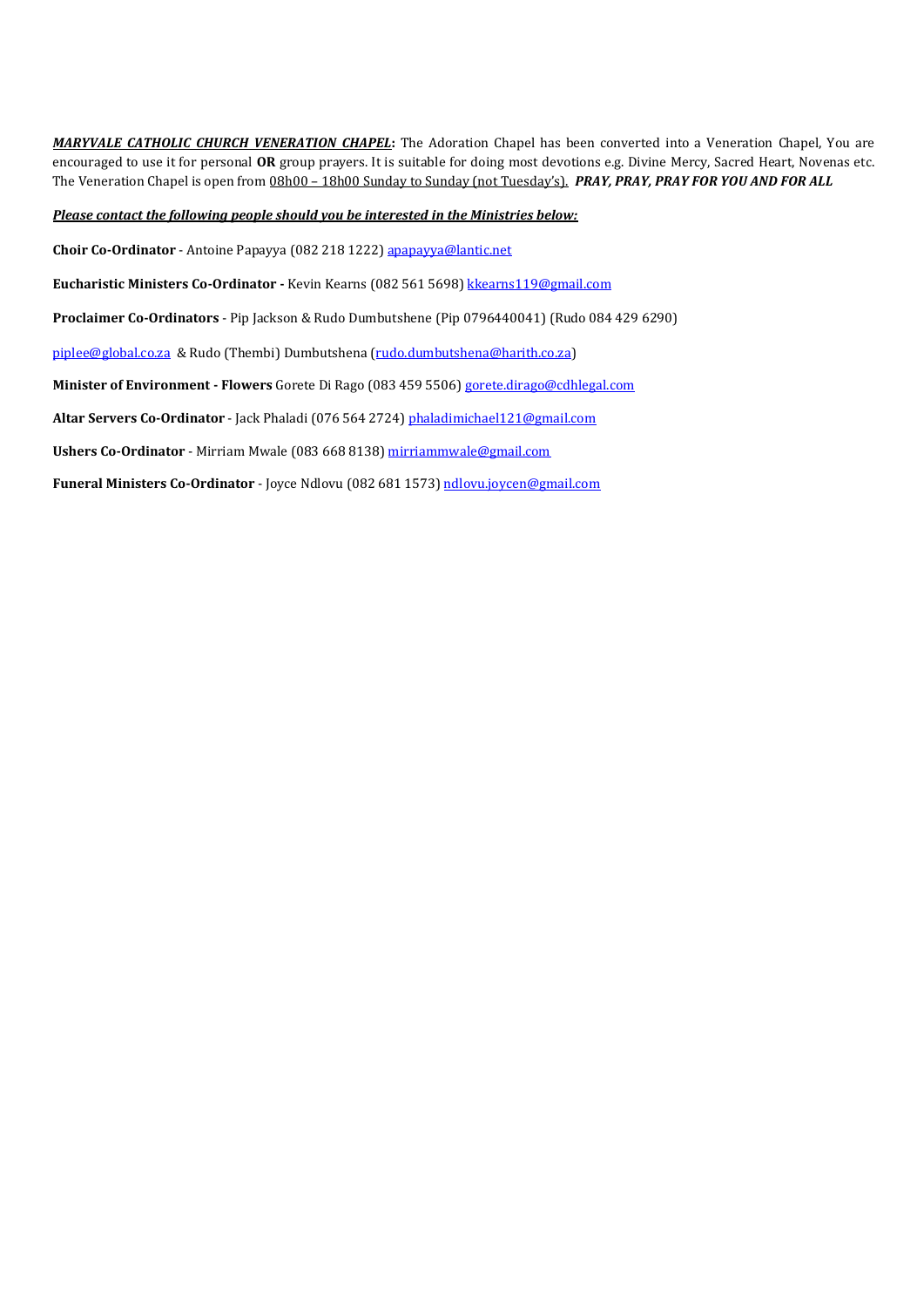***MARYVALE CATHOLIC CHURCH VENERATION CHAPEL*:** The Adoration Chapel has been converted into a Veneration Chapel, You are encouraged to use it for personal **OR** group prayers. It is suitable for doing most devotions e.g. Divine Mercy, Sacred Heart, Novenas etc. The Veneration Chapel is open from 08h00 – 18h00 Sunday to Sunday (not Tuesday's). ***PRAY, PRAY, PRAY FOR YOU AND FOR ALL***

***Please contact the following people should you be interested in the Ministries below:***

**Choir Co-Ordinator** - Antoine Papayya (082 218 1222) apapayya@lantic.net

**Eucharistic Ministers Co-Ordinator -** Kevin Kearns (082 561 5698) kkearns119@gmail.com

**Proclaimer Co-Ordinators** - Pip Jackson & Rudo Dumbutshene (Pip 0796440041) (Rudo 084 429 6290)

piplee@global.co.za & Rudo (Thembi) Dumbutshena (rudo.dumbutshena@harith.co.za)

**Minister of Environment - Flowers** Gorete Di Rago (083 459 5506) gorete.dirago@cdhlegal.com

**Altar Servers Co-Ordinator** - Jack Phaladi (076 564 2724) phaladimichael121@gmail.com

**Ushers Co-Ordinator** - Mirriam Mwale (083 668 8138) mirriammwale@gmail.com

**Funeral Ministers Co-Ordinator** - Joyce Ndlovu (082 681 1573) ndlovu.joycen@gmail.com